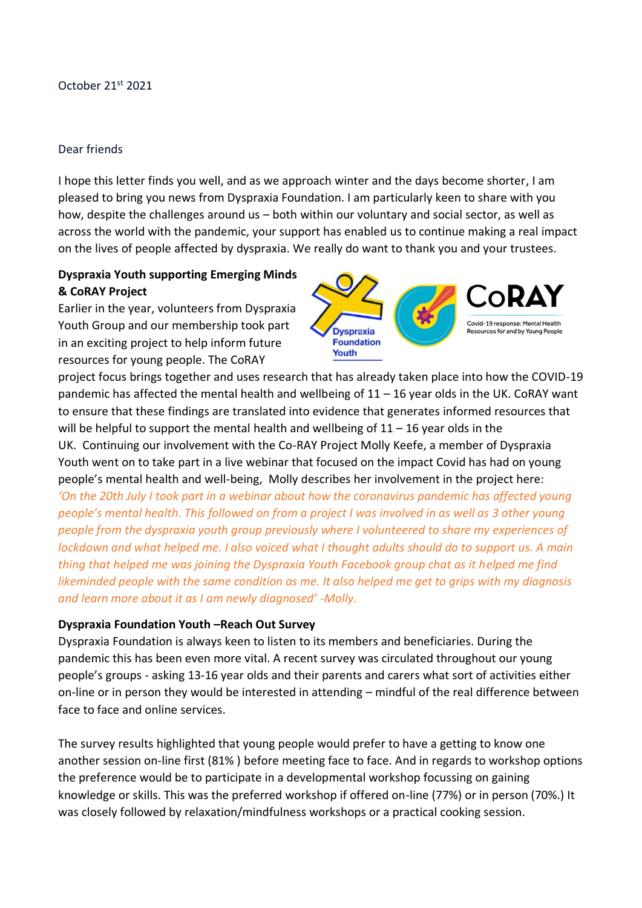October 21st 2021

Dear friends

I hope this letter finds you well, and as we approach winter and the days become shorter, I am pleased to bring you news from Dyspraxia Foundation. I am particularly keen to share with you how, despite the challenges around us – both within our voluntary and social sector, as well as across the world with the pandemic, your support has enabled us to continue making a real impact on the lives of people affected by dyspraxia. We really do want to thank you and your trustees.

**Dyspraxia Youth supporting Emerging Minds & CoRAY Project**

Earlier in the year, volunteers from Dyspraxia Youth Group and our membership took part in an exciting project to help inform future resources for young people. The CoRAY project focus brings together and uses research that has already taken place into how the COVID-19 pandemic has affected the mental health and wellbeing of 11 – 16 year olds in the UK. CoRAY want to ensure that these findings are translated into evidence that generates informed resources that will be helpful to support the mental health and wellbeing of 11 – 16 year olds in the UK. Continuing our involvement with the Co-RAY Project Molly Keefe, a member of Dyspraxia Youth went on to take part in a live webinar that focused on the impact Covid has had on young people's mental health and well-being, Molly describes her involvement in the project here: *'On the 20th July I took part in a webinar about how the coronavirus pandemic has affected young people's mental health. This followed on from a project I was involved in as well as 3 other young people from the dyspraxia youth group previously where I volunteered to share my experiences of lockdown and what helped me. I also voiced what I thought adults should do to support us. A main thing that helped me was joining the Dyspraxia Youth Facebook group chat as it helped me find likeminded people with the same condition as me. It also helped me get to grips with my diagnosis and learn more about it as I am newly diagnosed' -Molly.*

**Dyspraxia Foundation Youth –Reach Out Survey**

Dyspraxia Foundation is always keen to listen to its members and beneficiaries. During the pandemic this has been even more vital. A recent survey was circulated throughout our young people's groups - asking 13-16 year olds and their parents and carers what sort of activities either on-line or in person they would be interested in attending – mindful of the real difference between face to face and online services.

The survey results highlighted that young people would prefer to have a getting to know one another session on-line first (81% ) before meeting face to face. And in regards to workshop options the preference would be to participate in a developmental workshop focussing on gaining knowledge or skills. This was the preferred workshop if offered on-line (77%) or in person (70%.) It was closely followed by relaxation/mindfulness workshops or a practical cooking session.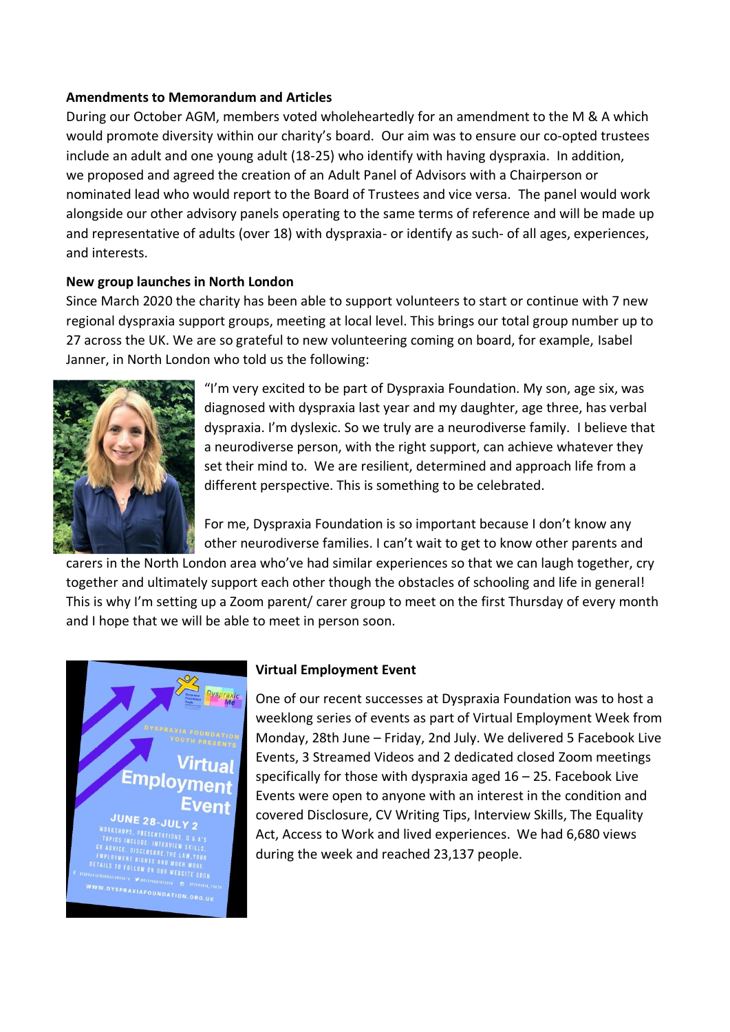**Amendments to Memorandum and Articles**

During our October AGM, members voted wholeheartedly for an amendment to the M & A which would promote diversity within our charity's board. Our aim was to ensure our co-opted trustees include an adult and one young adult (18-25) who identify with having dyspraxia. In addition, we proposed and agreed the creation of an Adult Panel of Advisors with a Chairperson or nominated lead who would report to the Board of Trustees and vice versa. The panel would work alongside our other advisory panels operating to the same terms of reference and will be made up and representative of adults (over 18) with dyspraxia- or identify as such- of all ages, experiences, and interests.

**New group launches in North London**

Since March 2020 the charity has been able to support volunteers to start or continue with 7 new regional dyspraxia support groups, meeting at local level. This brings our total group number up to 27 across the UK. We are so grateful to new volunteering coming on board, for example, Isabel Janner, in North London who told us the following:

"I'm very excited to be part of Dyspraxia Foundation. My son, age six, was diagnosed with dyspraxia last year and my daughter, age three, has verbal dyspraxia. I'm dyslexic. So we truly are a neurodiverse family. I believe that a neurodiverse person, with the right support, can achieve whatever they set their mind to. We are resilient, determined and approach life from a different perspective. This is something to be celebrated.

For me, Dyspraxia Foundation is so important because I don't know any other neurodiverse families. I can't wait to get to know other parents and carers in the North London area who've had similar experiences so that we can laugh together, cry together and ultimately support each other though the obstacles of schooling and life in general! This is why I'm setting up a Zoom parent/ carer group to meet on the first Thursday of every month and I hope that we will be able to meet in person soon.

**Virtual Employment Event**

One of our recent successes at Dyspraxia Foundation was to host a weeklong series of events as part of Virtual Employment Week from Monday, 28th June – Friday, 2nd July. We delivered 5 Facebook Live Events, 3 Streamed Videos and 2 dedicated closed Zoom meetings specifically for those with dyspraxia aged 16 – 25. Facebook Live Events were open to anyone with an interest in the condition and covered Disclosure, CV Writing Tips, Interview Skills, The Equality Act, Access to Work and lived experiences. We had 6,680 views during the week and reached 23,137 people.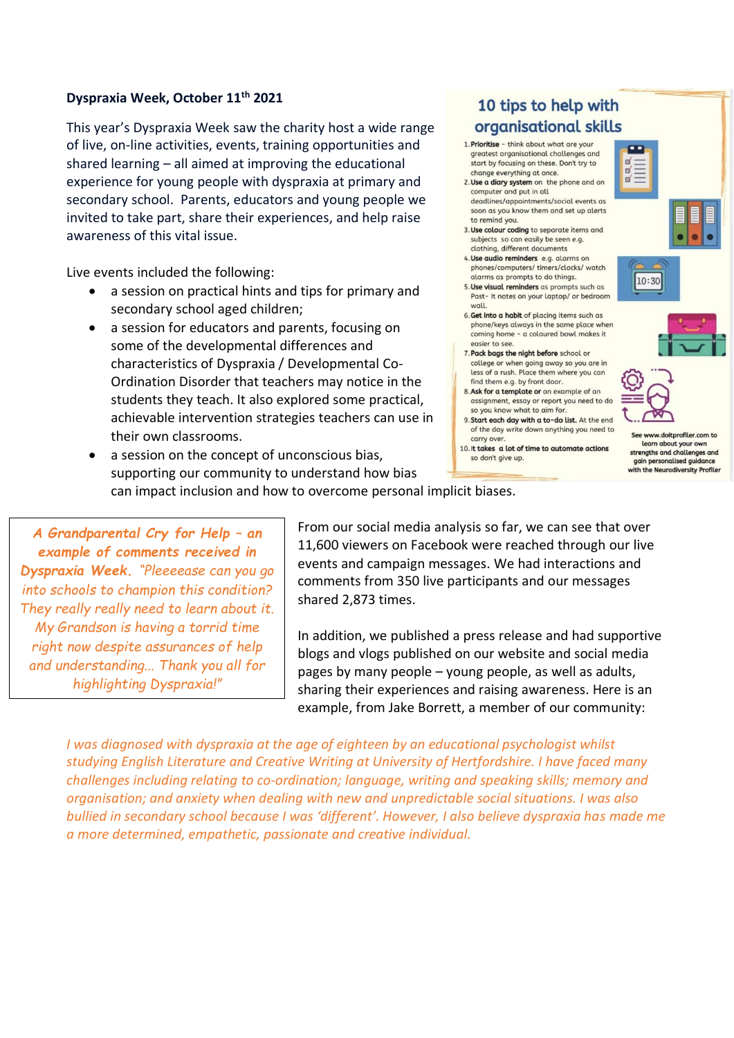**Dyspraxia Week, October 11th 2021**

This year's Dyspraxia Week saw the charity host a wide range of live, on-line activities, events, training opportunities and shared learning – all aimed at improving the educational experience for young people with dyspraxia at primary and secondary school. Parents, educators and young people we invited to take part, share their experiences, and help raise awareness of this vital issue.

Live events included the following:

- a session on practical hints and tips for primary and secondary school aged children;
- a session for educators and parents, focusing on some of the developmental differences and characteristics of Dyspraxia / Developmental Co-Ordination Disorder that teachers may notice in the students they teach. It also explored some practical, achievable intervention strategies teachers can use in their own classrooms.
- a session on the concept of unconscious bias, supporting our community to understand how bias can impact inclusion and how to overcome personal implicit biases.

## 10 tips to help with organisational skills

1. **Prioritise** – think about what are your greatest organisational challenges and start by focusing on these. Don't try to change everything at once.
2. **Use a diary system** on the phone and on computer and put in all deadlines/appointments/social events as soon as you know them and set up alerts to remind you.
3. **Use colour coding** to separate items and subjects so can easily be seen e.g. clothing, different documents
4. **Use audio reminders** e.g. alarms on phones/computers/ timers/clocks/ watch alarms as prompts to do things.
5. **Use visual reminders** as prompts such as Post- It notes on your laptop/ or bedroom wall.
6. **Get into a habit** of placing items such as phone/keys always in the same place when coming home - a coloured bowl makes it easier to see.
7. **Pack bags the night before** school or college or when going away so you are in less of a rush. Place them where you can find them e.g. by front door.
8. **Ask for a template or** an example of an assignment, essay or report you need to do so you know what to aim for.
9. **Start each day with a to-do list.** At the end of the day write down anything you need to carry over.
10. **It takes a lot of time to automate actions** so don't give up.

See www.doitprofiler.com to learn about your own strengths and challenges and gain personalised guidance with the Neurodiversity Profiler

*A Grandparental Cry for Help – an example of comments received in Dyspraxia Week. "Pleeeease can you go into schools to champion this condition? They really really need to learn about it. My Grandson is having a torrid time right now despite assurances of help and understanding... Thank you all for highlighting Dyspraxia!"*

From our social media analysis so far, we can see that over 11,600 viewers on Facebook were reached through our live events and campaign messages. We had interactions and comments from 350 live participants and our messages shared 2,873 times.

In addition, we published a press release and had supportive blogs and vlogs published on our website and social media pages by many people – young people, as well as adults, sharing their experiences and raising awareness. Here is an example, from Jake Borrett, a member of our community:

*I was diagnosed with dyspraxia at the age of eighteen by an educational psychologist whilst studying English Literature and Creative Writing at University of Hertfordshire. I have faced many challenges including relating to co-ordination; language, writing and speaking skills; memory and organisation; and anxiety when dealing with new and unpredictable social situations. I was also bullied in secondary school because I was 'different'. However, I also believe dyspraxia has made me a more determined, empathetic, passionate and creative individual.*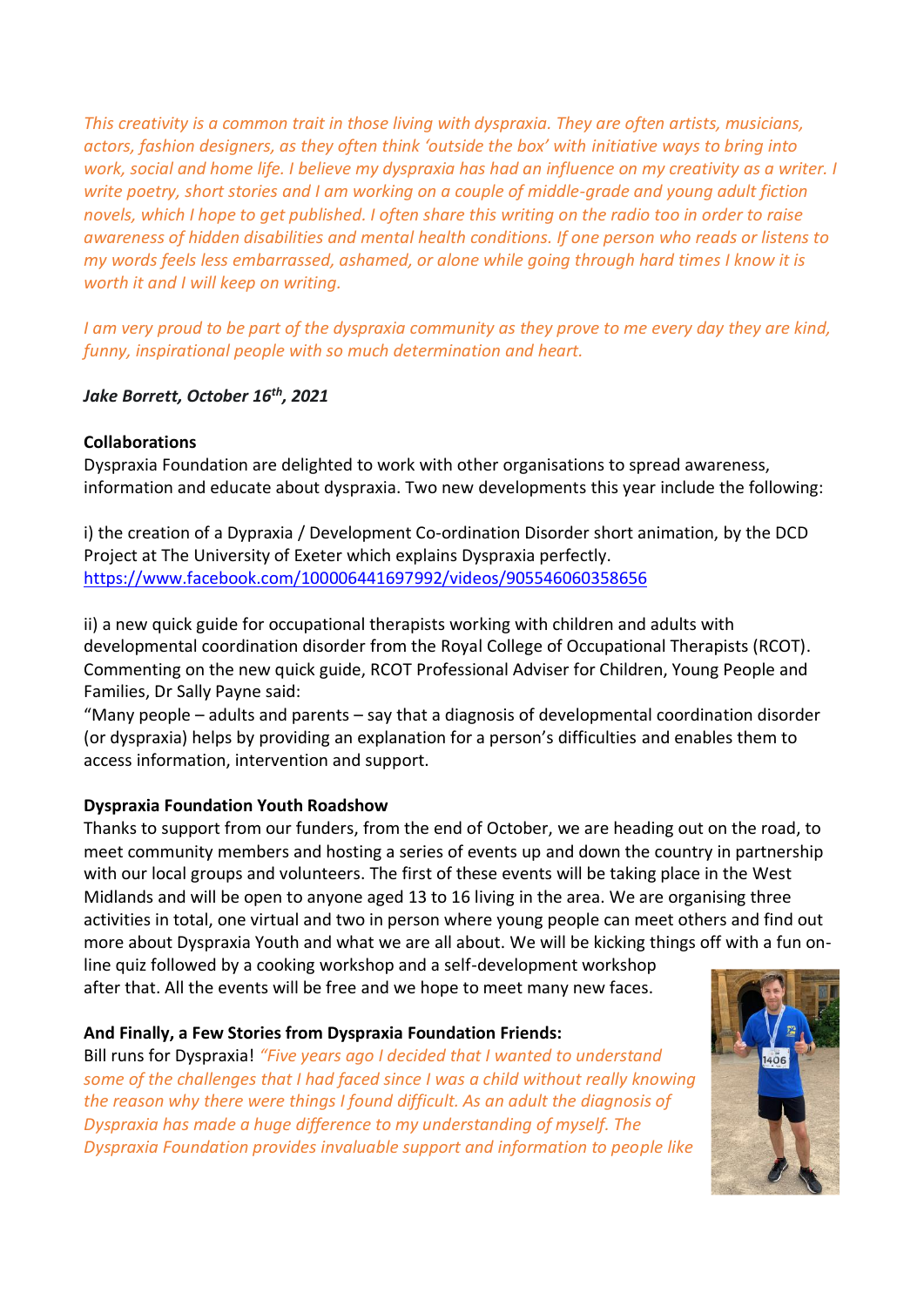*This creativity is a common trait in those living with dyspraxia. They are often artists, musicians, actors, fashion designers, as they often think 'outside the box' with initiative ways to bring into work, social and home life. I believe my dyspraxia has had an influence on my creativity as a writer. I write poetry, short stories and I am working on a couple of middle-grade and young adult fiction novels, which I hope to get published. I often share this writing on the radio too in order to raise awareness of hidden disabilities and mental health conditions. If one person who reads or listens to my words feels less embarrassed, ashamed, or alone while going through hard times I know it is worth it and I will keep on writing.*

*I am very proud to be part of the dyspraxia community as they prove to me every day they are kind, funny, inspirational people with so much determination and heart.*

***Jake Borrett, October 16th, 2021***

**Collaborations**

Dyspraxia Foundation are delighted to work with other organisations to spread awareness, information and educate about dyspraxia. Two new developments this year include the following:

i) the creation of a Dypraxia / Development Co-ordination Disorder short animation, by the DCD Project at The University of Exeter which explains Dyspraxia perfectly.
https://www.facebook.com/100006441697992/videos/905546060358656

ii) a new quick guide for occupational therapists working with children and adults with developmental coordination disorder from the Royal College of Occupational Therapists (RCOT). Commenting on the new quick guide, RCOT Professional Adviser for Children, Young People and Families, Dr Sally Payne said:
"Many people – adults and parents – say that a diagnosis of developmental coordination disorder (or dyspraxia) helps by providing an explanation for a person's difficulties and enables them to access information, intervention and support.

**Dyspraxia Foundation Youth Roadshow**

Thanks to support from our funders, from the end of October, we are heading out on the road, to meet community members and hosting a series of events up and down the country in partnership with our local groups and volunteers. The first of these events will be taking place in the West Midlands and will be open to anyone aged 13 to 16 living in the area. We are organising three activities in total, one virtual and two in person where young people can meet others and find out more about Dyspraxia Youth and what we are all about. We will be kicking things off with a fun on-line quiz followed by a cooking workshop and a self-development workshop after that. All the events will be free and we hope to meet many new faces.

**And Finally, a Few Stories from Dyspraxia Foundation Friends:**

Bill runs for Dyspraxia! *"Five years ago I decided that I wanted to understand some of the challenges that I had faced since I was a child without really knowing the reason why there were things I found difficult. As an adult the diagnosis of Dyspraxia has made a huge difference to my understanding of myself. The Dyspraxia Foundation provides invaluable support and information to people like*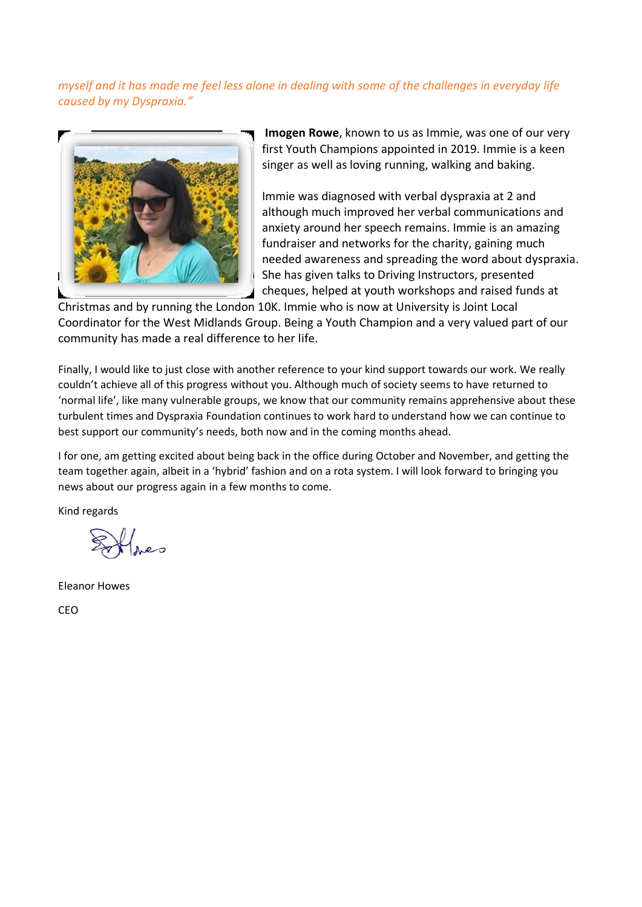*myself and it has made me feel less alone in dealing with some of the challenges in everyday life caused by my Dyspraxia."*

**Imogen Rowe**, known to us as Immie, was one of our very first Youth Champions appointed in 2019. Immie is a keen singer as well as loving running, walking and baking.

Immie was diagnosed with verbal dyspraxia at 2 and although much improved her verbal communications and anxiety around her speech remains. Immie is an amazing fundraiser and networks for the charity, gaining much needed awareness and spreading the word about dyspraxia. She has given talks to Driving Instructors, presented cheques, helped at youth workshops and raised funds at Christmas and by running the London 10K. Immie who is now at University is Joint Local Coordinator for the West Midlands Group. Being a Youth Champion and a very valued part of our community has made a real difference to her life.

Finally, I would like to just close with another reference to your kind support towards our work. We really couldn't achieve all of this progress without you. Although much of society seems to have returned to 'normal life', like many vulnerable groups, we know that our community remains apprehensive about these turbulent times and Dyspraxia Foundation continues to work hard to understand how we can continue to best support our community's needs, both now and in the coming months ahead.

I for one, am getting excited about being back in the office during October and November, and getting the team together again, albeit in a 'hybrid' fashion and on a rota system. I will look forward to bringing you news about our progress again in a few months to come.

Kind regards

Eleanor Howes

CEO